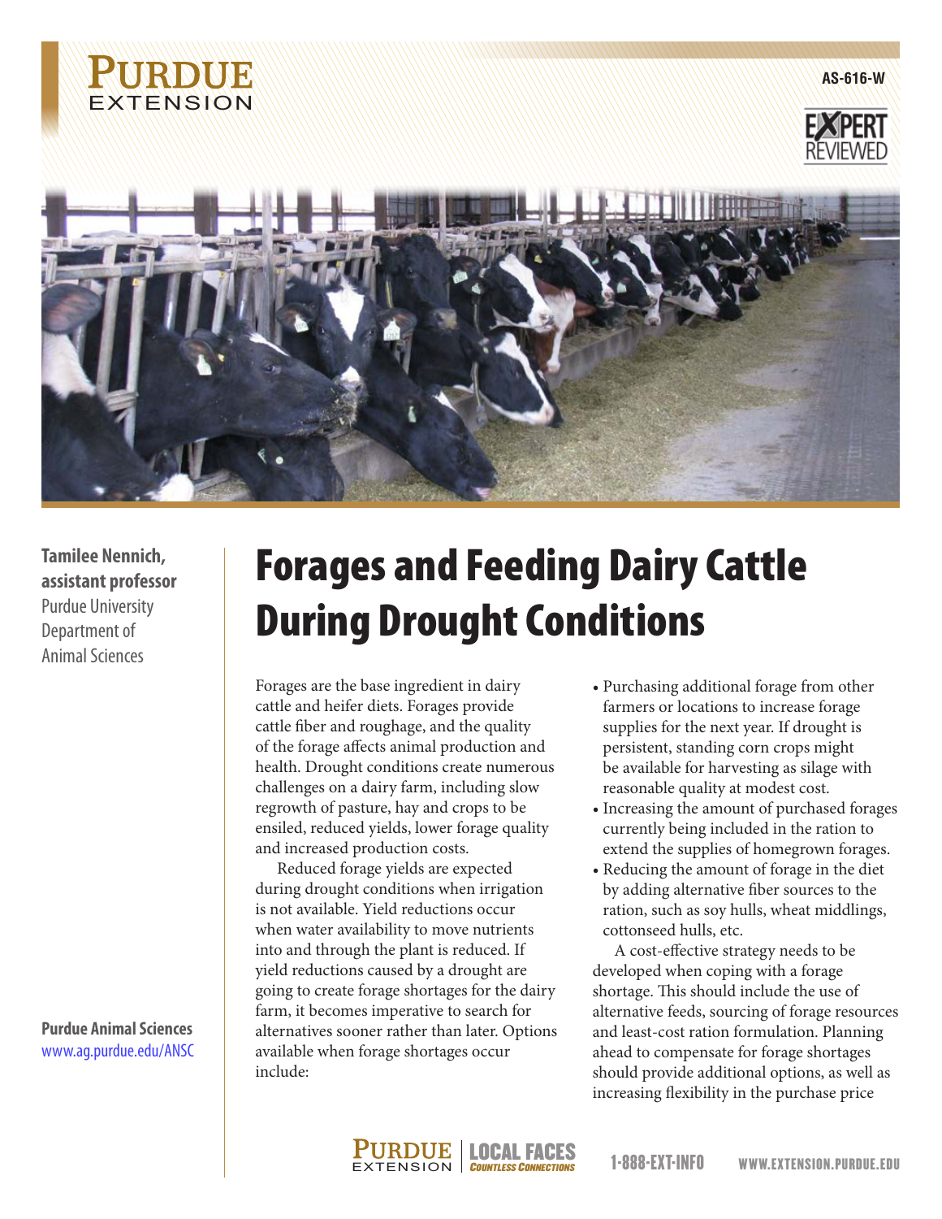AS-616-W

# Forages and Feeding Dairy Cattle During Drought Conditions

**Tamilee Nennich, assistant professor**
Purdue University
Department of Animal Sciences

**Purdue Animal Sciences**
www.ag.purdue.edu/ANSC

Forages are the base ingredient in dairy cattle and heifer diets. Forages provide cattle fiber and roughage, and the quality of the forage affects animal production and health. Drought conditions create numerous challenges on a dairy farm, including slow regrowth of pasture, hay and crops to be ensiled, reduced yields, lower forage quality and increased production costs.

Reduced forage yields are expected during drought conditions when irrigation is not available. Yield reductions occur when water availability to move nutrients into and through the plant is reduced. If yield reductions caused by a drought are going to create forage shortages for the dairy farm, it becomes imperative to search for alternatives sooner rather than later. Options available when forage shortages occur include:

- Purchasing additional forage from other farmers or locations to increase forage supplies for the next year. If drought is persistent, standing corn crops might be available for harvesting as silage with reasonable quality at modest cost.
- Increasing the amount of purchased forages currently being included in the ration to extend the supplies of homegrown forages.
- Reducing the amount of forage in the diet by adding alternative fiber sources to the ration, such as soy hulls, wheat middlings, cottonseed hulls, etc.

A cost-effective strategy needs to be developed when coping with a forage shortage. This should include the use of alternative feeds, sourcing of forage resources and least-cost ration formulation. Planning ahead to compensate for forage shortages should provide additional options, as well as increasing flexibility in the purchase price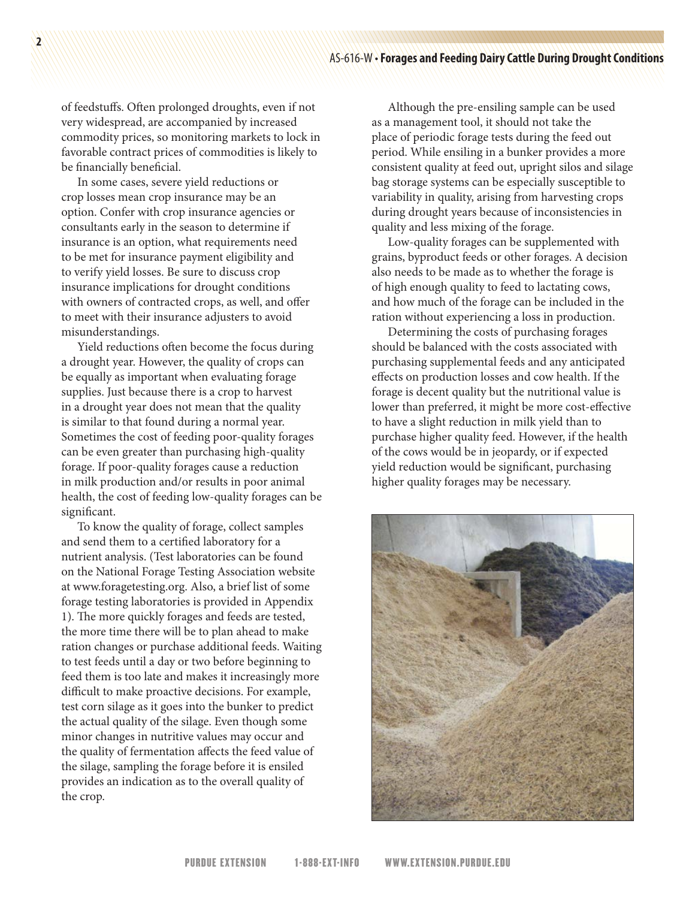of feedstuffs. Often prolonged droughts, even if not very widespread, are accompanied by increased commodity prices, so monitoring markets to lock in favorable contract prices of commodities is likely to be financially beneficial.

In some cases, severe yield reductions or crop losses mean crop insurance may be an option. Confer with crop insurance agencies or consultants early in the season to determine if insurance is an option, what requirements need to be met for insurance payment eligibility and to verify yield losses. Be sure to discuss crop insurance implications for drought conditions with owners of contracted crops, as well, and offer to meet with their insurance adjusters to avoid misunderstandings.

Yield reductions often become the focus during a drought year. However, the quality of crops can be equally as important when evaluating forage supplies. Just because there is a crop to harvest in a drought year does not mean that the quality is similar to that found during a normal year. Sometimes the cost of feeding poor-quality forages can be even greater than purchasing high-quality forage. If poor-quality forages cause a reduction in milk production and/or results in poor animal health, the cost of feeding low-quality forages can be significant.

To know the quality of forage, collect samples and send them to a certified laboratory for a nutrient analysis. (Test laboratories can be found on the National Forage Testing Association website at www.foragetesting.org. Also, a brief list of some forage testing laboratories is provided in Appendix 1). The more quickly forages and feeds are tested, the more time there will be to plan ahead to make ration changes or purchase additional feeds. Waiting to test feeds until a day or two before beginning to feed them is too late and makes it increasingly more difficult to make proactive decisions. For example, test corn silage as it goes into the bunker to predict the actual quality of the silage. Even though some minor changes in nutritive values may occur and the quality of fermentation affects the feed value of the silage, sampling the forage before it is ensiled provides an indication as to the overall quality of the crop.

Although the pre-ensiling sample can be used as a management tool, it should not take the place of periodic forage tests during the feed out period. While ensiling in a bunker provides a more consistent quality at feed out, upright silos and silage bag storage systems can be especially susceptible to variability in quality, arising from harvesting crops during drought years because of inconsistencies in quality and less mixing of the forage.

Low-quality forages can be supplemented with grains, byproduct feeds or other forages. A decision also needs to be made as to whether the forage is of high enough quality to feed to lactating cows, and how much of the forage can be included in the ration without experiencing a loss in production.

Determining the costs of purchasing forages should be balanced with the costs associated with purchasing supplemental feeds and any anticipated effects on production losses and cow health. If the forage is decent quality but the nutritional value is lower than preferred, it might be more cost-effective to have a slight reduction in milk yield than to purchase higher quality feed. However, if the health of the cows would be in jeopardy, or if expected yield reduction would be significant, purchasing higher quality forages may be necessary.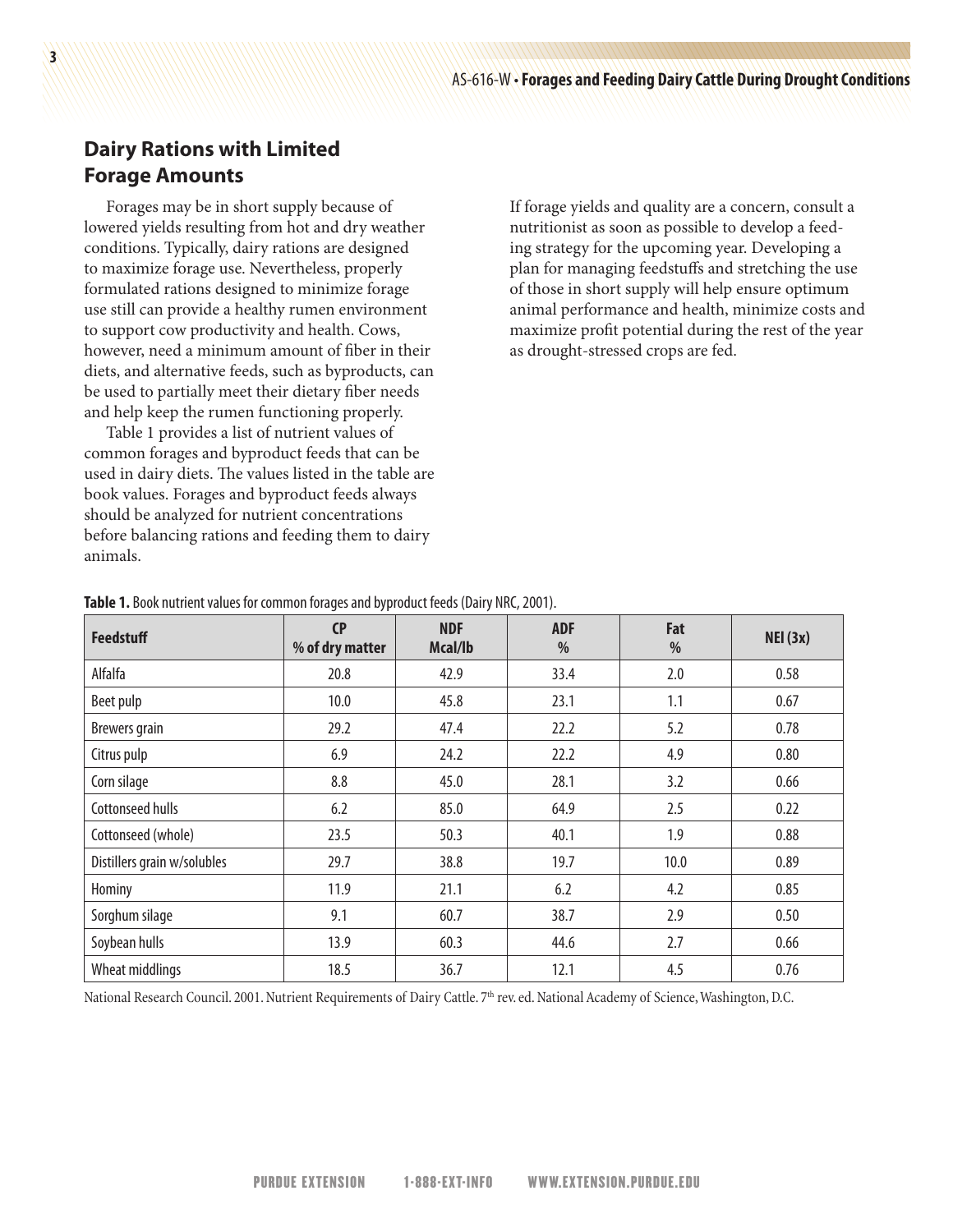## Dairy Rations with Limited Forage Amounts

Forages may be in short supply because of lowered yields resulting from hot and dry weather conditions. Typically, dairy rations are designed to maximize forage use. Nevertheless, properly formulated rations designed to minimize forage use still can provide a healthy rumen environment to support cow productivity and health. Cows, however, need a minimum amount of fiber in their diets, and alternative feeds, such as byproducts, can be used to partially meet their dietary fiber needs and help keep the rumen functioning properly.

Table 1 provides a list of nutrient values of common forages and byproduct feeds that can be used in dairy diets. The values listed in the table are book values. Forages and byproduct feeds always should be analyzed for nutrient concentrations before balancing rations and feeding them to dairy animals.

If forage yields and quality are a concern, consult a nutritionist as soon as possible to develop a feeding strategy for the upcoming year. Developing a plan for managing feedstuffs and stretching the use of those in short supply will help ensure optimum animal performance and health, minimize costs and maximize profit potential during the rest of the year as drought-stressed crops are fed.

**Table 1.** Book nutrient values for common forages and byproduct feeds (Dairy NRC, 2001).

| Feedstuff | CP % of dry matter | NDF Mcal/lb | ADF % | Fat % | NEl (3x) |
|---|---|---|---|---|---|
| Alfalfa | 20.8 | 42.9 | 33.4 | 2.0 | 0.58 |
| Beet pulp | 10.0 | 45.8 | 23.1 | 1.1 | 0.67 |
| Brewers grain | 29.2 | 47.4 | 22.2 | 5.2 | 0.78 |
| Citrus pulp | 6.9 | 24.2 | 22.2 | 4.9 | 0.80 |
| Corn silage | 8.8 | 45.0 | 28.1 | 3.2 | 0.66 |
| Cottonseed hulls | 6.2 | 85.0 | 64.9 | 2.5 | 0.22 |
| Cottonseed (whole) | 23.5 | 50.3 | 40.1 | 1.9 | 0.88 |
| Distillers grain w/solubles | 29.7 | 38.8 | 19.7 | 10.0 | 0.89 |
| Hominy | 11.9 | 21.1 | 6.2 | 4.2 | 0.85 |
| Sorghum silage | 9.1 | 60.7 | 38.7 | 2.9 | 0.50 |
| Soybean hulls | 13.9 | 60.3 | 44.6 | 2.7 | 0.66 |
| Wheat middlings | 18.5 | 36.7 | 12.1 | 4.5 | 0.76 |

National Research Council. 2001. Nutrient Requirements of Dairy Cattle. 7th rev. ed. National Academy of Science, Washington, D.C.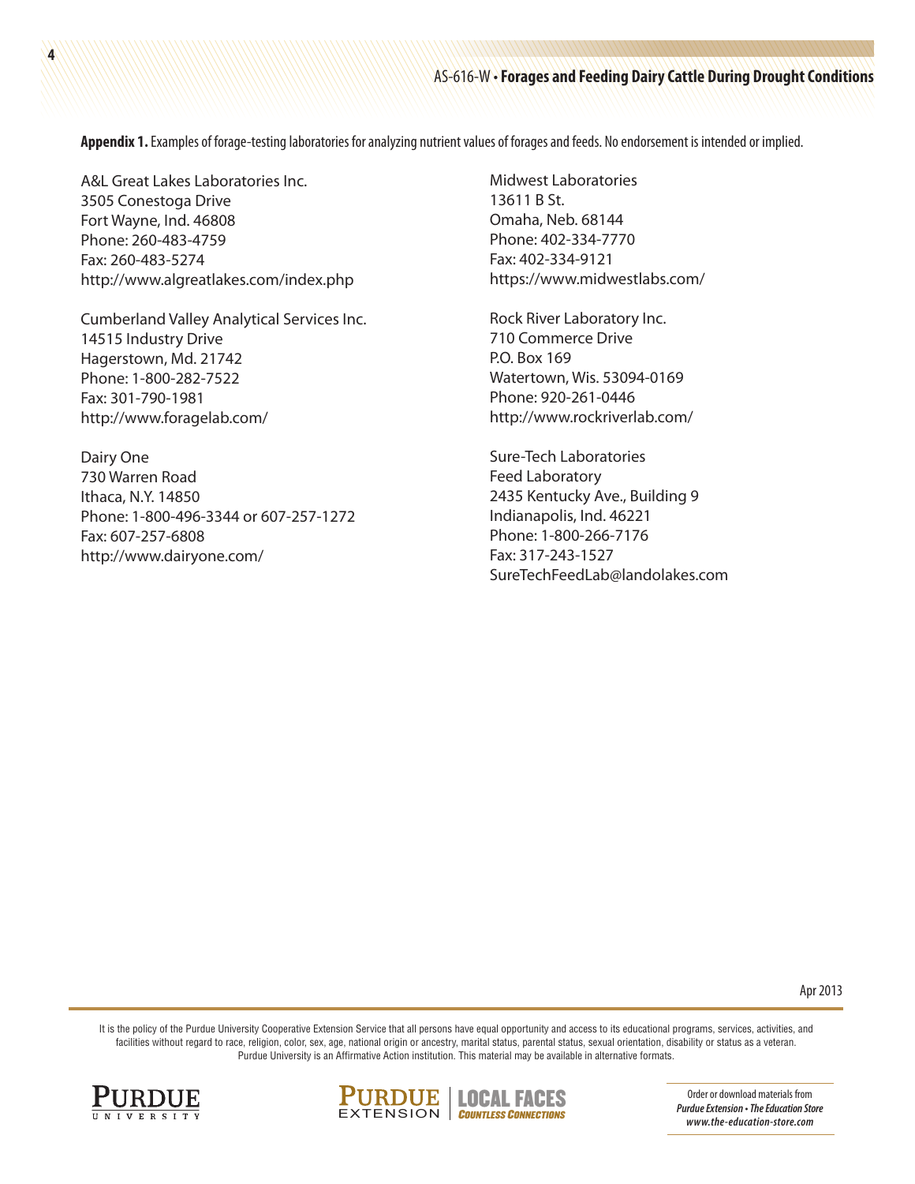**Appendix 1.** Examples of forage-testing laboratories for analyzing nutrient values of forages and feeds. No endorsement is intended or implied.

A&L Great Lakes Laboratories Inc.
3505 Conestoga Drive
Fort Wayne, Ind. 46808
Phone: 260-483-4759
Fax: 260-483-5274
http://www.algreatlakes.com/index.php

Cumberland Valley Analytical Services Inc.
14515 Industry Drive
Hagerstown, Md. 21742
Phone: 1-800-282-7522
Fax: 301-790-1981
http://www.foragelab.com/

Dairy One
730 Warren Road
Ithaca, N.Y. 14850
Phone: 1-800-496-3344 or 607-257-1272
Fax: 607-257-6808
http://www.dairyone.com/

Midwest Laboratories
13611 B St.
Omaha, Neb. 68144
Phone: 402-334-7770
Fax: 402-334-9121
https://www.midwestlabs.com/

Rock River Laboratory Inc.
710 Commerce Drive
P.O. Box 169
Watertown, Wis. 53094-0169
Phone: 920-261-0446
http://www.rockriverlab.com/

Sure-Tech Laboratories
Feed Laboratory
2435 Kentucky Ave., Building 9
Indianapolis, Ind. 46221
Phone: 1-800-266-7176
Fax: 317-243-1527
SureTechFeedLab@landolakes.com

Apr 2013

It is the policy of the Purdue University Cooperative Extension Service that all persons have equal opportunity and access to its educational programs, services, activities, and facilities without regard to race, religion, color, sex, age, national origin or ancestry, marital status, parental status, sexual orientation, disability or status as a veteran. Purdue University is an Affirmative Action institution. This material may be available in alternative formats.

PURDUE UNIVERSITY

PURDUE EXTENSION | LOCAL FACES *COUNTLESS CONNECTIONS*

Order or download materials from
*Purdue Extension • The Education Store*
*www.the-education-store.com*